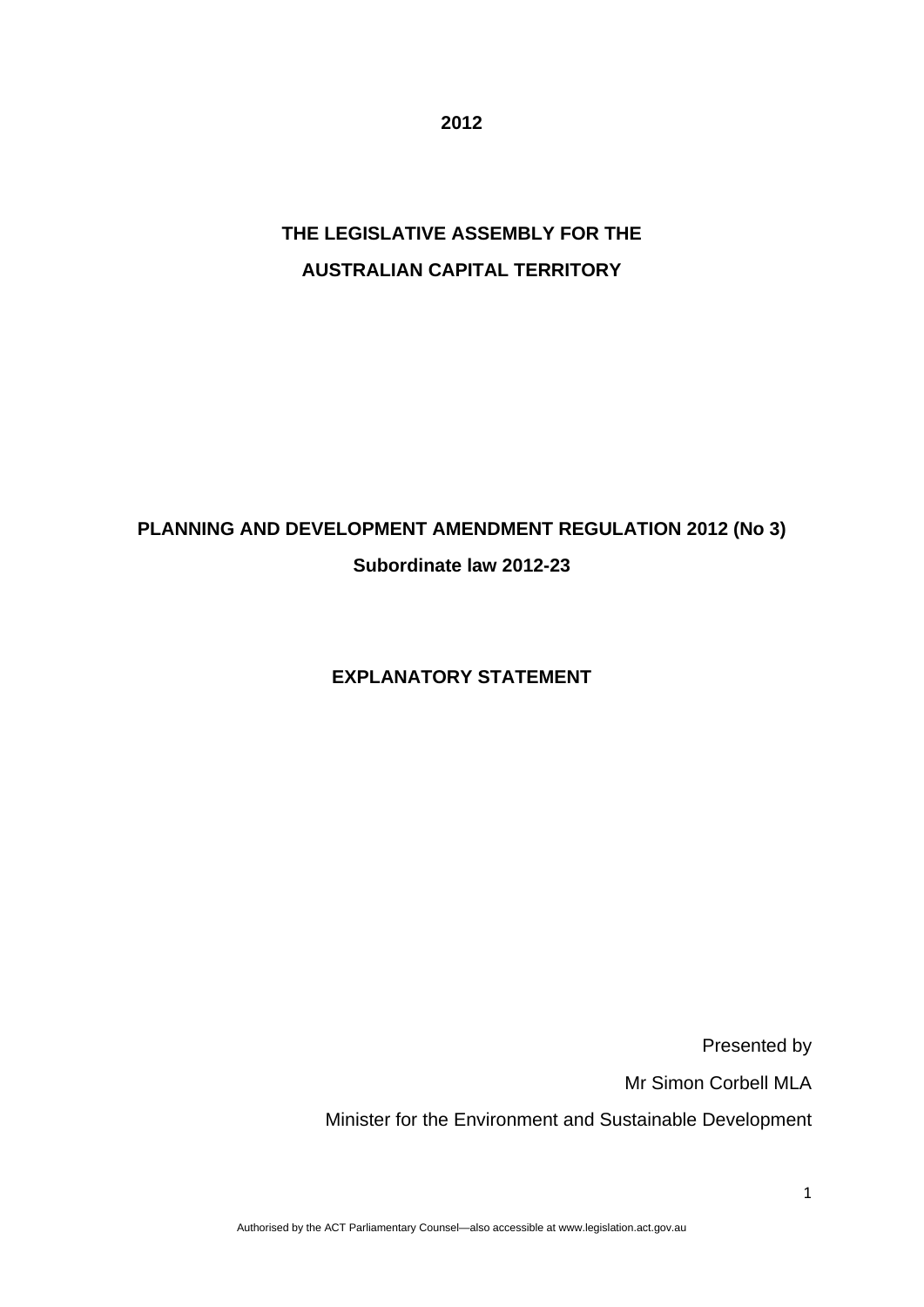**2012**

**THE LEGISLATIVE ASSEMBLY FOR THE**

**AUSTRALIAN CAPITAL TERRITORY**

# PLANNING AND DEVELOPMENT AMENDMENT REGULATION 2012 (No 3)

**Subordinate law 2012-23**

## EXPLANATORY STATEMENT

Presented by

Mr Simon Corbell MLA

Minister for the Environment and Sustainable Development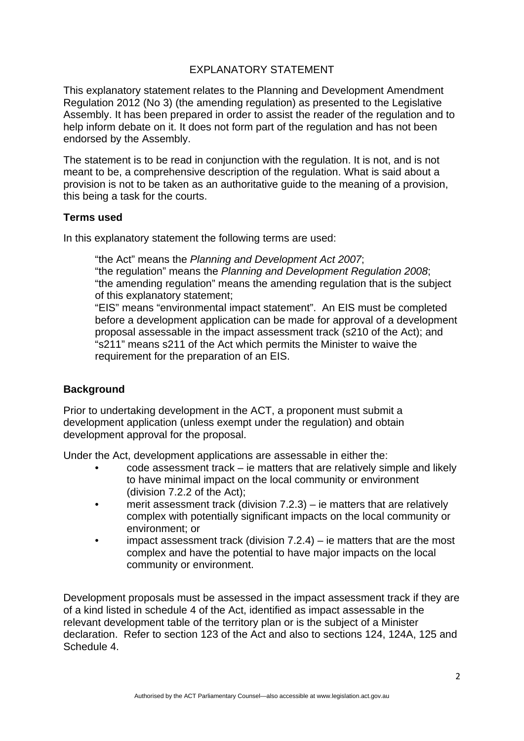# EXPLANATORY STATEMENT

This explanatory statement relates to the Planning and Development Amendment Regulation 2012 (No 3) (the amending regulation) as presented to the Legislative Assembly. It has been prepared in order to assist the reader of the regulation and to help inform debate on it. It does not form part of the regulation and has not been endorsed by the Assembly.

The statement is to be read in conjunction with the regulation. It is not, and is not meant to be, a comprehensive description of the regulation. What is said about a provision is not to be taken as an authoritative guide to the meaning of a provision, this being a task for the courts.

**Terms used**

In this explanatory statement the following terms are used:

> "the Act" means the *Planning and Development Act 2007*;
> "the regulation" means the *Planning and Development Regulation 2008*;
> "the amending regulation" means the amending regulation that is the subject of this explanatory statement;
> "EIS" means "environmental impact statement". An EIS must be completed before a development application can be made for approval of a development proposal assessable in the impact assessment track (s210 of the Act); and
> "s211" means s211 of the Act which permits the Minister to waive the requirement for the preparation of an EIS.

**Background**

Prior to undertaking development in the ACT, a proponent must submit a development application (unless exempt under the regulation) and obtain development approval for the proposal.

Under the Act, development applications are assessable in either the:

- code assessment track – ie matters that are relatively simple and likely to have minimal impact on the local community or environment (division 7.2.2 of the Act);
- merit assessment track (division 7.2.3) – ie matters that are relatively complex with potentially significant impacts on the local community or environment; or
- impact assessment track (division 7.2.4) – ie matters that are the most complex and have the potential to have major impacts on the local community or environment.

Development proposals must be assessed in the impact assessment track if they are of a kind listed in schedule 4 of the Act, identified as impact assessable in the relevant development table of the territory plan or is the subject of a Minister declaration. Refer to section 123 of the Act and also to sections 124, 124A, 125 and Schedule 4.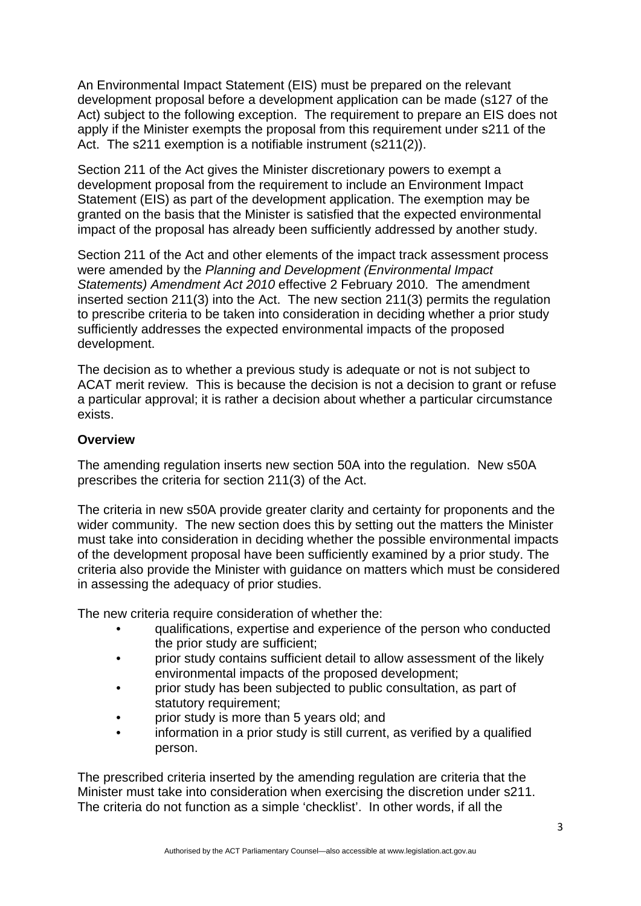An Environmental Impact Statement (EIS) must be prepared on the relevant development proposal before a development application can be made (s127 of the Act) subject to the following exception. The requirement to prepare an EIS does not apply if the Minister exempts the proposal from this requirement under s211 of the Act. The s211 exemption is a notifiable instrument (s211(2)).

Section 211 of the Act gives the Minister discretionary powers to exempt a development proposal from the requirement to include an Environment Impact Statement (EIS) as part of the development application. The exemption may be granted on the basis that the Minister is satisfied that the expected environmental impact of the proposal has already been sufficiently addressed by another study.

Section 211 of the Act and other elements of the impact track assessment process were amended by the *Planning and Development (Environmental Impact Statements) Amendment Act 2010* effective 2 February 2010. The amendment inserted section 211(3) into the Act. The new section 211(3) permits the regulation to prescribe criteria to be taken into consideration in deciding whether a prior study sufficiently addresses the expected environmental impacts of the proposed development.

The decision as to whether a previous study is adequate or not is not subject to ACAT merit review. This is because the decision is not a decision to grant or refuse a particular approval; it is rather a decision about whether a particular circumstance exists.

**Overview**

The amending regulation inserts new section 50A into the regulation. New s50A prescribes the criteria for section 211(3) of the Act.

The criteria in new s50A provide greater clarity and certainty for proponents and the wider community. The new section does this by setting out the matters the Minister must take into consideration in deciding whether the possible environmental impacts of the development proposal have been sufficiently examined by a prior study. The criteria also provide the Minister with guidance on matters which must be considered in assessing the adequacy of prior studies.

The new criteria require consideration of whether the:

- qualifications, expertise and experience of the person who conducted the prior study are sufficient;
- prior study contains sufficient detail to allow assessment of the likely environmental impacts of the proposed development;
- prior study has been subjected to public consultation, as part of statutory requirement;
- prior study is more than 5 years old; and
- information in a prior study is still current, as verified by a qualified person.

The prescribed criteria inserted by the amending regulation are criteria that the Minister must take into consideration when exercising the discretion under s211. The criteria do not function as a simple 'checklist'. In other words, if all the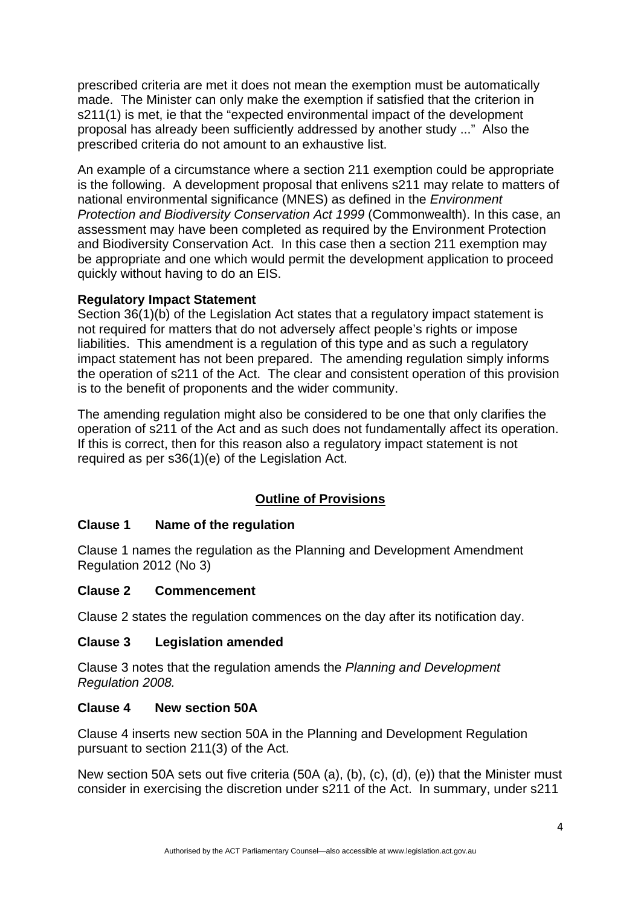prescribed criteria are met it does not mean the exemption must be automatically made. The Minister can only make the exemption if satisfied that the criterion in s211(1) is met, ie that the "expected environmental impact of the development proposal has already been sufficiently addressed by another study ..." Also the prescribed criteria do not amount to an exhaustive list.

An example of a circumstance where a section 211 exemption could be appropriate is the following. A development proposal that enlivens s211 may relate to matters of national environmental significance (MNES) as defined in the *Environment Protection and Biodiversity Conservation Act 1999* (Commonwealth). In this case, an assessment may have been completed as required by the Environment Protection and Biodiversity Conservation Act. In this case then a section 211 exemption may be appropriate and one which would permit the development application to proceed quickly without having to do an EIS.

**Regulatory Impact Statement**

Section 36(1)(b) of the Legislation Act states that a regulatory impact statement is not required for matters that do not adversely affect people's rights or impose liabilities. This amendment is a regulation of this type and as such a regulatory impact statement has not been prepared. The amending regulation simply informs the operation of s211 of the Act. The clear and consistent operation of this provision is to the benefit of proponents and the wider community.

The amending regulation might also be considered to be one that only clarifies the operation of s211 of the Act and as such does not fundamentally affect its operation. If this is correct, then for this reason also a regulatory impact statement is not required as per s36(1)(e) of the Legislation Act.

## Outline of Provisions

**Clause 1 Name of the regulation**

Clause 1 names the regulation as the Planning and Development Amendment Regulation 2012 (No 3)

**Clause 2 Commencement**

Clause 2 states the regulation commences on the day after its notification day.

**Clause 3 Legislation amended**

Clause 3 notes that the regulation amends the *Planning and Development Regulation 2008.*

**Clause 4 New section 50A**

Clause 4 inserts new section 50A in the Planning and Development Regulation pursuant to section 211(3) of the Act.

New section 50A sets out five criteria (50A (a), (b), (c), (d), (e)) that the Minister must consider in exercising the discretion under s211 of the Act. In summary, under s211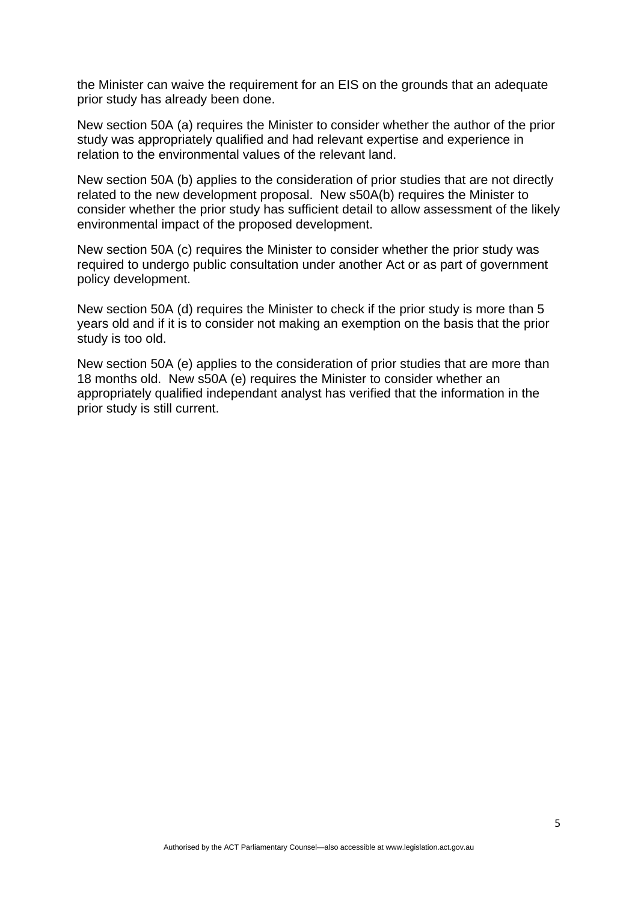the Minister can waive the requirement for an EIS on the grounds that an adequate prior study has already been done.

New section 50A (a) requires the Minister to consider whether the author of the prior study was appropriately qualified and had relevant expertise and experience in relation to the environmental values of the relevant land.

New section 50A (b) applies to the consideration of prior studies that are not directly related to the new development proposal. New s50A(b) requires the Minister to consider whether the prior study has sufficient detail to allow assessment of the likely environmental impact of the proposed development.

New section 50A (c) requires the Minister to consider whether the prior study was required to undergo public consultation under another Act or as part of government policy development.

New section 50A (d) requires the Minister to check if the prior study is more than 5 years old and if it is to consider not making an exemption on the basis that the prior study is too old.

New section 50A (e) applies to the consideration of prior studies that are more than 18 months old. New s50A (e) requires the Minister to consider whether an appropriately qualified independant analyst has verified that the information in the prior study is still current.